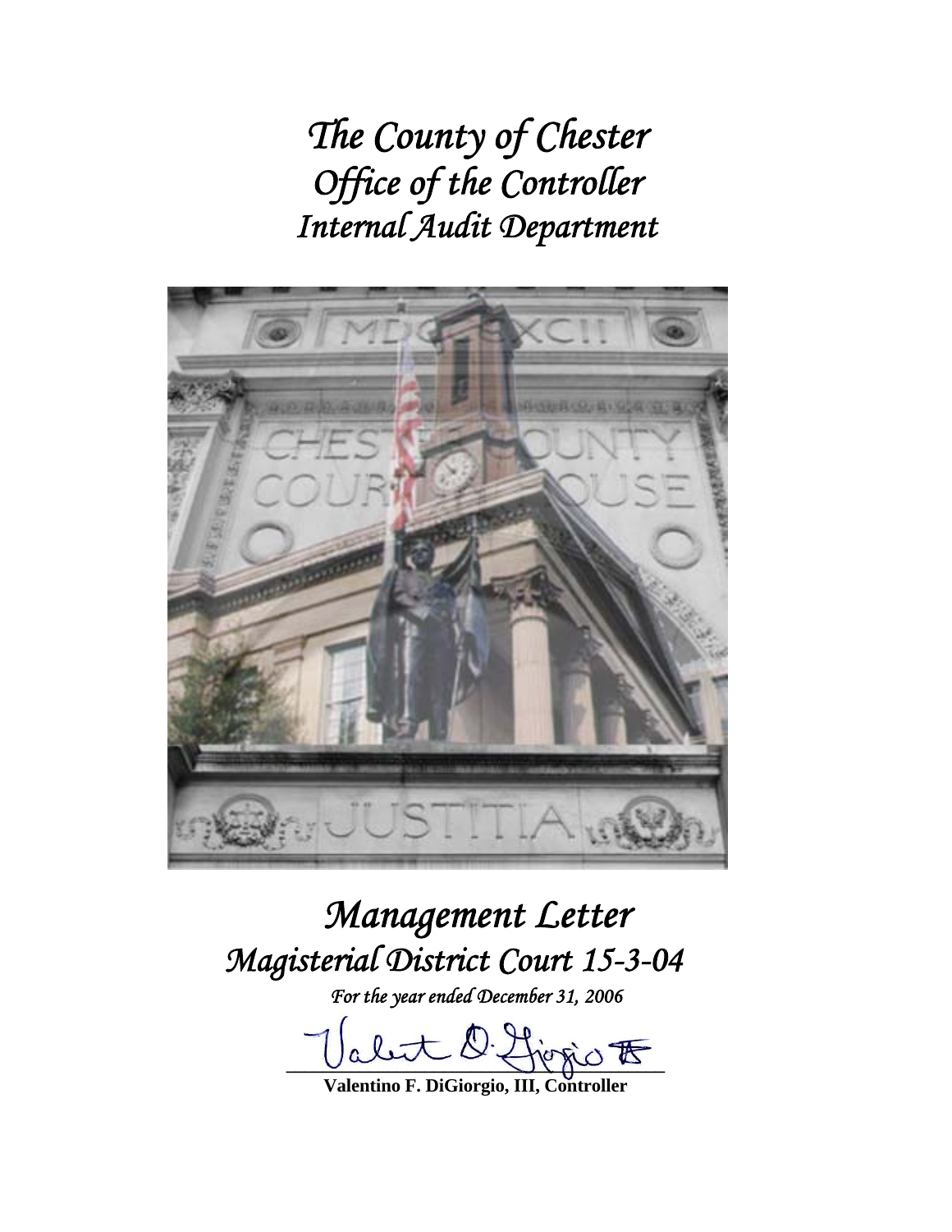# *The County of Chester*
# *Office of the Controller*
# *Internal Audit Department*

## *Management Letter*
## *Magisterial District Court 15-3-04*

*For the year ended December 31, 2006*

**Valentino F. DiGiorgio, III, Controller**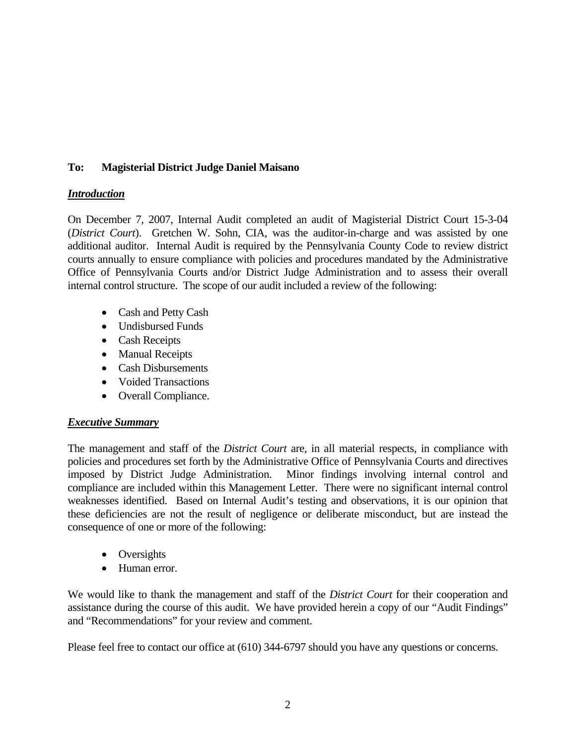**To: Magisterial District Judge Daniel Maisano**

***Introduction***

On December 7, 2007, Internal Audit completed an audit of Magisterial District Court 15-3-04 (*District Court*). Gretchen W. Sohn, CIA, was the auditor-in-charge and was assisted by one additional auditor. Internal Audit is required by the Pennsylvania County Code to review district courts annually to ensure compliance with policies and procedures mandated by the Administrative Office of Pennsylvania Courts and/or District Judge Administration and to assess their overall internal control structure. The scope of our audit included a review of the following:

- Cash and Petty Cash
- Undisbursed Funds
- Cash Receipts
- Manual Receipts
- Cash Disbursements
- Voided Transactions
- Overall Compliance.

***Executive Summary***

The management and staff of the *District Court* are, in all material respects, in compliance with policies and procedures set forth by the Administrative Office of Pennsylvania Courts and directives imposed by District Judge Administration. Minor findings involving internal control and compliance are included within this Management Letter. There were no significant internal control weaknesses identified. Based on Internal Audit's testing and observations, it is our opinion that these deficiencies are not the result of negligence or deliberate misconduct, but are instead the consequence of one or more of the following:

- Oversights
- Human error.

We would like to thank the management and staff of the *District Court* for their cooperation and assistance during the course of this audit. We have provided herein a copy of our "Audit Findings" and "Recommendations" for your review and comment.

Please feel free to contact our office at (610) 344-6797 should you have any questions or concerns.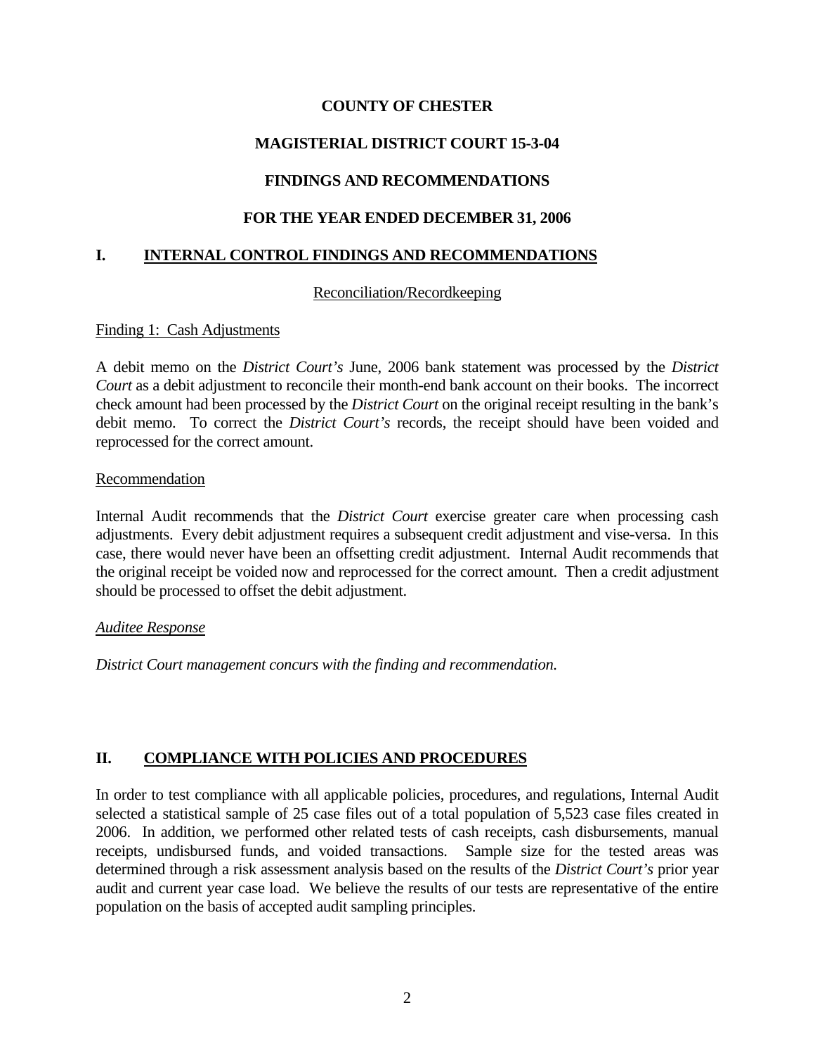**COUNTY OF CHESTER**

**MAGISTERIAL DISTRICT COURT 15-3-04**

**FINDINGS AND RECOMMENDATIONS**

**FOR THE YEAR ENDED DECEMBER 31, 2006**

## I. INTERNAL CONTROL FINDINGS AND RECOMMENDATIONS

Reconciliation/Recordkeeping

Finding 1: Cash Adjustments

A debit memo on the *District Court's* June, 2006 bank statement was processed by the *District Court* as a debit adjustment to reconcile their month-end bank account on their books. The incorrect check amount had been processed by the *District Court* on the original receipt resulting in the bank's debit memo. To correct the *District Court's* records, the receipt should have been voided and reprocessed for the correct amount.

Recommendation

Internal Audit recommends that the *District Court* exercise greater care when processing cash adjustments. Every debit adjustment requires a subsequent credit adjustment and vise-versa. In this case, there would never have been an offsetting credit adjustment. Internal Audit recommends that the original receipt be voided now and reprocessed for the correct amount. Then a credit adjustment should be processed to offset the debit adjustment.

*Auditee Response*

*District Court management concurs with the finding and recommendation.*

## II. COMPLIANCE WITH POLICIES AND PROCEDURES

In order to test compliance with all applicable policies, procedures, and regulations, Internal Audit selected a statistical sample of 25 case files out of a total population of 5,523 case files created in 2006. In addition, we performed other related tests of cash receipts, cash disbursements, manual receipts, undisbursed funds, and voided transactions. Sample size for the tested areas was determined through a risk assessment analysis based on the results of the *District Court's* prior year audit and current year case load. We believe the results of our tests are representative of the entire population on the basis of accepted audit sampling principles.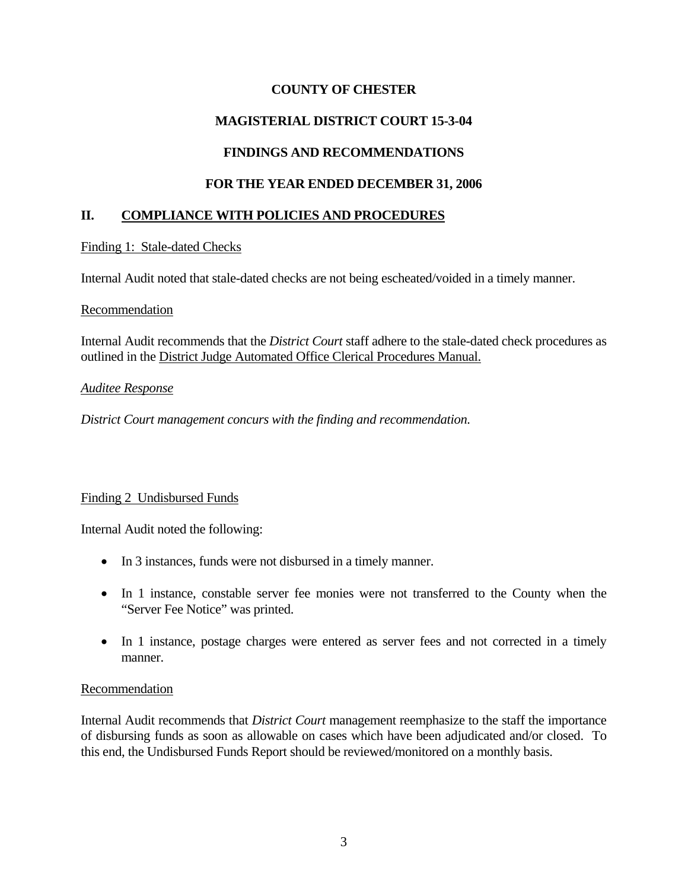# COUNTY OF CHESTER

## MAGISTERIAL DISTRICT COURT 15-3-04

## FINDINGS AND RECOMMENDATIONS

## FOR THE YEAR ENDED DECEMBER 31, 2006

## II. COMPLIANCE WITH POLICIES AND PROCEDURES

Finding 1: Stale-dated Checks

Internal Audit noted that stale-dated checks are not being escheated/voided in a timely manner.

Recommendation

Internal Audit recommends that the *District Court* staff adhere to the stale-dated check procedures as outlined in the District Judge Automated Office Clerical Procedures Manual.

*Auditee Response*

*District Court management concurs with the finding and recommendation.*

Finding 2 Undisbursed Funds

Internal Audit noted the following:

- In 3 instances, funds were not disbursed in a timely manner.
- In 1 instance, constable server fee monies were not transferred to the County when the "Server Fee Notice" was printed.
- In 1 instance, postage charges were entered as server fees and not corrected in a timely manner.

Recommendation

Internal Audit recommends that *District Court* management reemphasize to the staff the importance of disbursing funds as soon as allowable on cases which have been adjudicated and/or closed. To this end, the Undisbursed Funds Report should be reviewed/monitored on a monthly basis.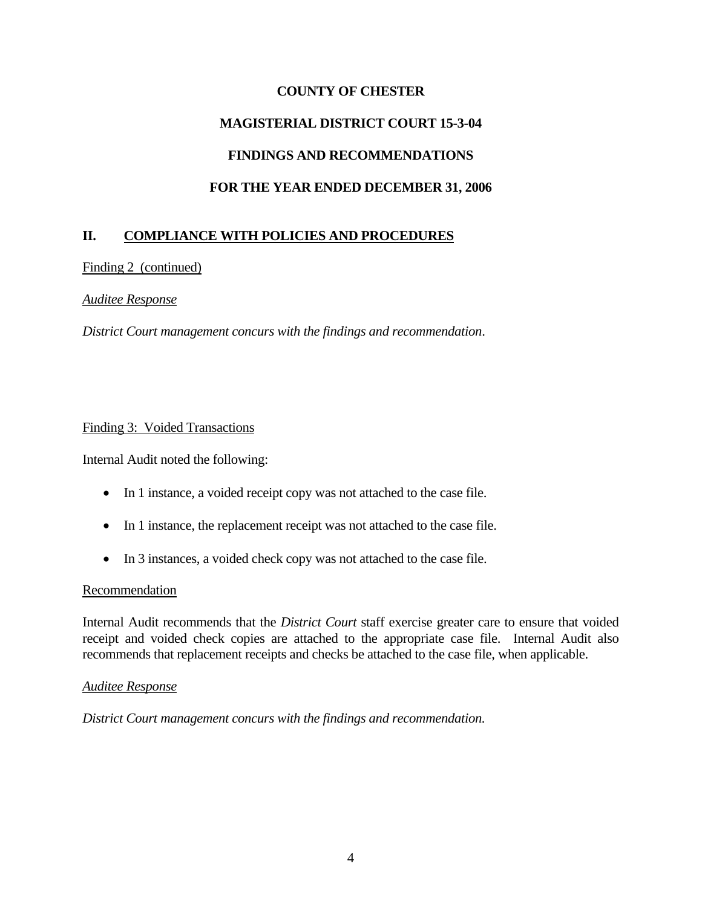# COUNTY OF CHESTER

## MAGISTERIAL DISTRICT COURT 15-3-04

## FINDINGS AND RECOMMENDATIONS

## FOR THE YEAR ENDED DECEMBER 31, 2006

## II. COMPLIANCE WITH POLICIES AND PROCEDURES

Finding 2 (continued)

*Auditee Response*

*District Court management concurs with the findings and recommendation*.

Finding 3: Voided Transactions

Internal Audit noted the following:

- In 1 instance, a voided receipt copy was not attached to the case file.
- In 1 instance, the replacement receipt was not attached to the case file.
- In 3 instances, a voided check copy was not attached to the case file.

Recommendation

Internal Audit recommends that the *District Court* staff exercise greater care to ensure that voided receipt and voided check copies are attached to the appropriate case file. Internal Audit also recommends that replacement receipts and checks be attached to the case file, when applicable.

*Auditee Response*

*District Court management concurs with the findings and recommendation.*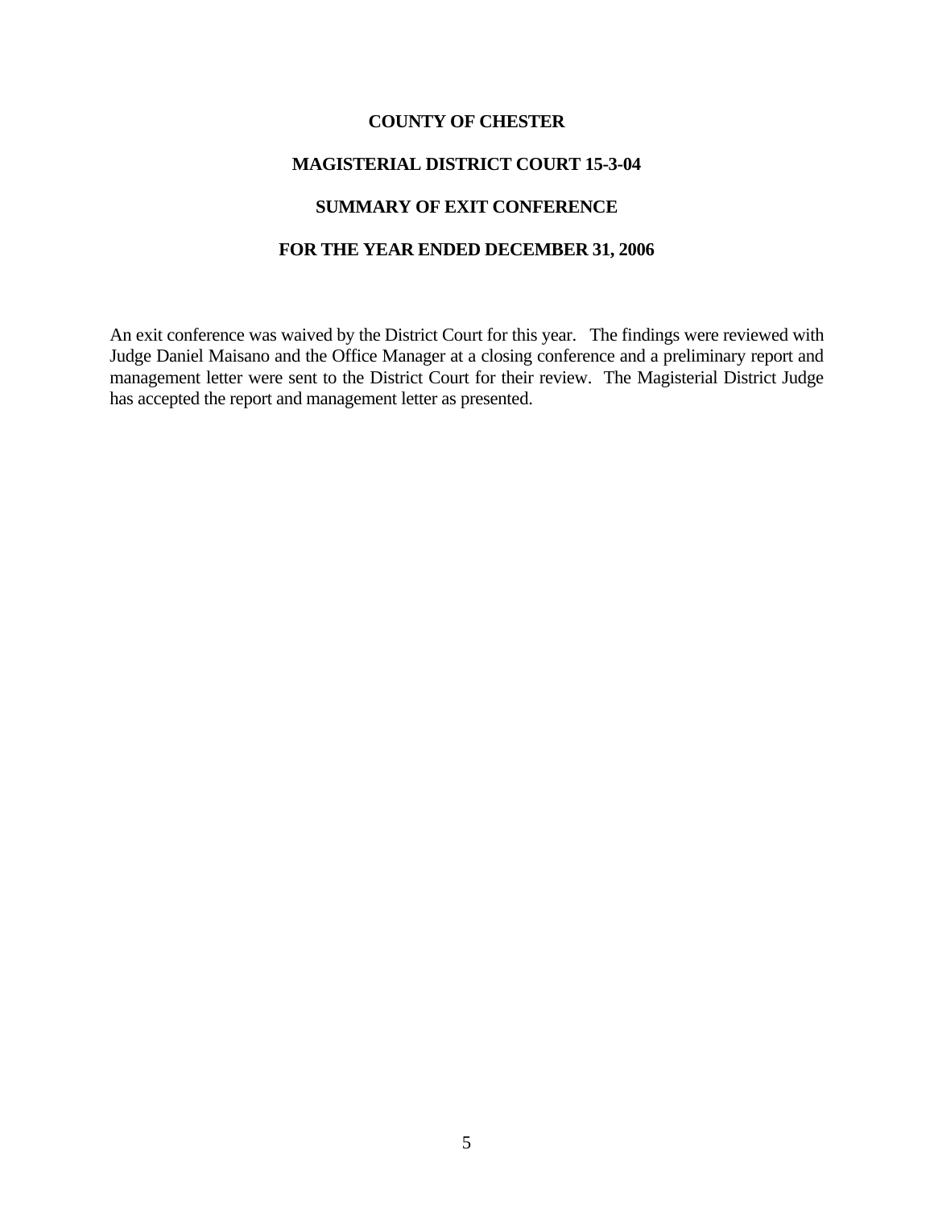# COUNTY OF CHESTER

## MAGISTERIAL DISTRICT COURT 15-3-04

## SUMMARY OF EXIT CONFERENCE

## FOR THE YEAR ENDED DECEMBER 31, 2006

An exit conference was waived by the District Court for this year. The findings were reviewed with Judge Daniel Maisano and the Office Manager at a closing conference and a preliminary report and management letter were sent to the District Court for their review. The Magisterial District Judge has accepted the report and management letter as presented.